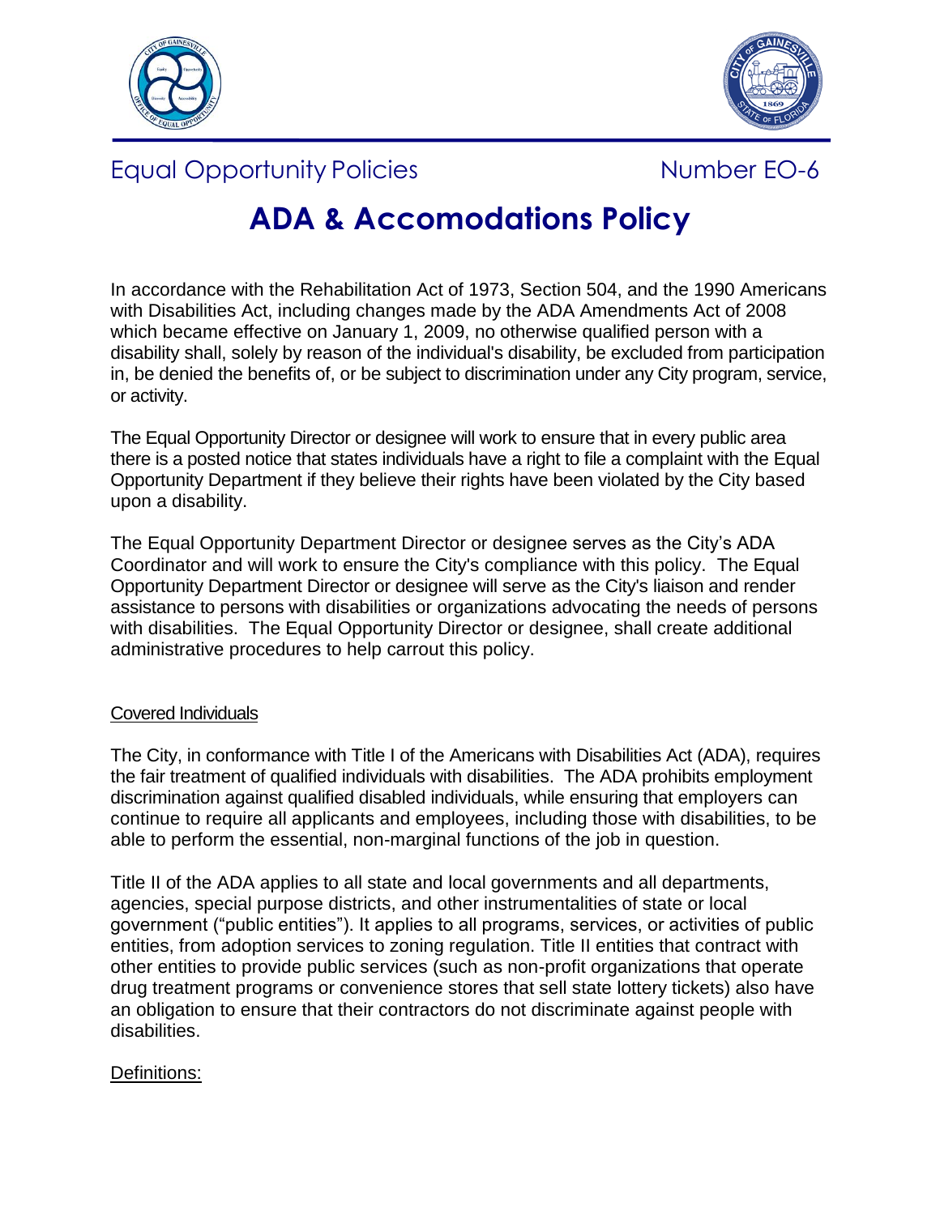Equal Opportunity Policies | Number EO-6

# ADA & Accomodations Policy

In accordance with the Rehabilitation Act of 1973, Section 504, and the 1990 Americans with Disabilities Act, including changes made by the ADA Amendments Act of 2008 which became effective on January 1, 2009, no otherwise qualified person with a disability shall, solely by reason of the individual's disability, be excluded from participation in, be denied the benefits of, or be subject to discrimination under any City program, service, or activity.

The Equal Opportunity Director or designee will work to ensure that in every public area there is a posted notice that states individuals have a right to file a complaint with the Equal Opportunity Department if they believe their rights have been violated by the City based upon a disability.

The Equal Opportunity Department Director or designee serves as the City's ADA Coordinator and will work to ensure the City's compliance with this policy. The Equal Opportunity Department Director or designee will serve as the City's liaison and render assistance to persons with disabilities or organizations advocating the needs of persons with disabilities. The Equal Opportunity Director or designee, shall create additional administrative procedures to help carrout this policy.

## Covered Individuals

The City, in conformance with Title I of the Americans with Disabilities Act (ADA), requires the fair treatment of qualified individuals with disabilities. The ADA prohibits employment discrimination against qualified disabled individuals, while ensuring that employers can continue to require all applicants and employees, including those with disabilities, to be able to perform the essential, non-marginal functions of the job in question.

Title II of the ADA applies to all state and local governments and all departments, agencies, special purpose districts, and other instrumentalities of state or local government ("public entities"). It applies to all programs, services, or activities of public entities, from adoption services to zoning regulation. Title II entities that contract with other entities to provide public services (such as non-profit organizations that operate drug treatment programs or convenience stores that sell state lottery tickets) also have an obligation to ensure that their contractors do not discriminate against people with disabilities.

## Definitions: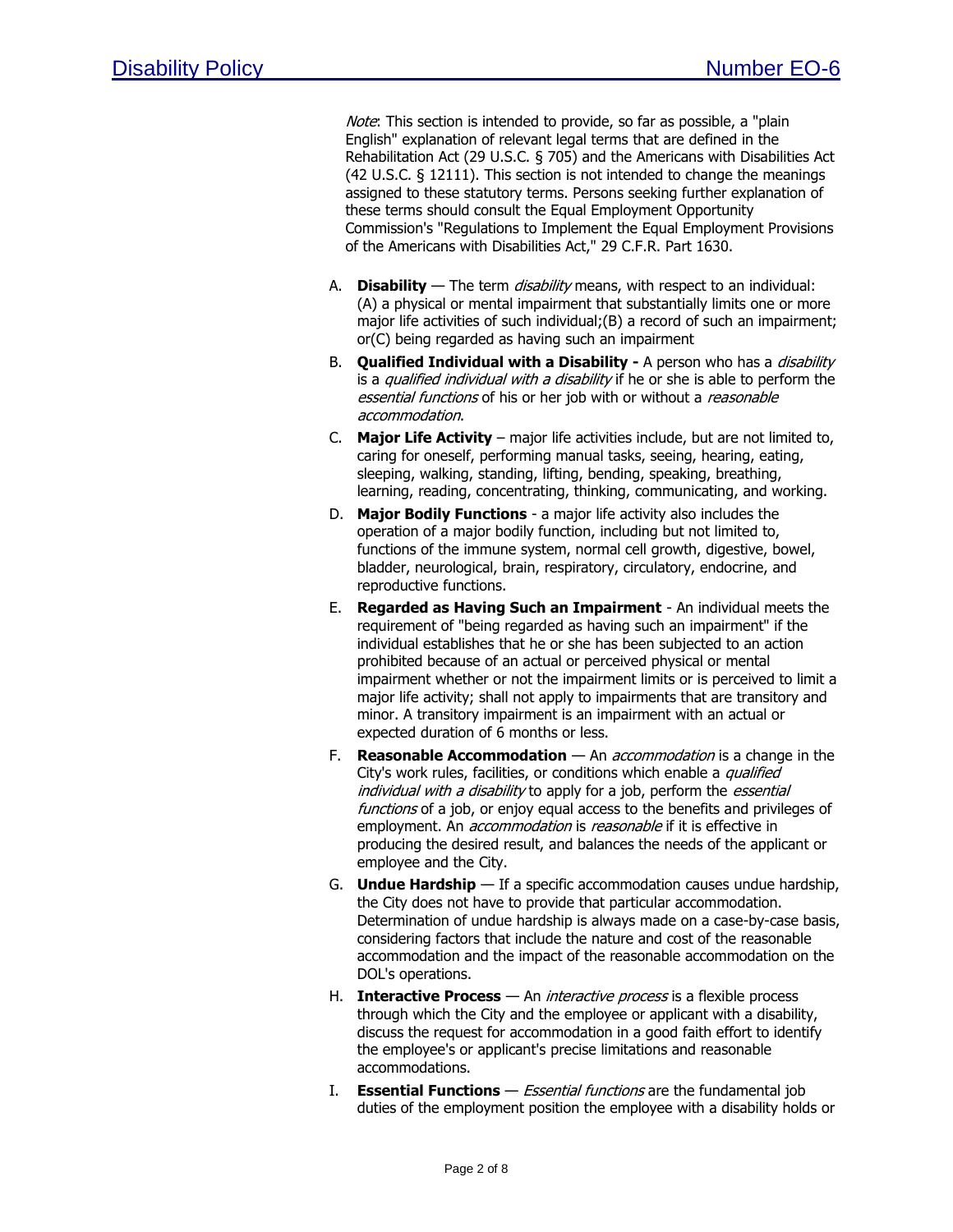*Note*: This section is intended to provide, so far as possible, a "plain English" explanation of relevant legal terms that are defined in the Rehabilitation Act (29 U.S.C. § 705) and the Americans with Disabilities Act (42 U.S.C. § 12111). This section is not intended to change the meanings assigned to these statutory terms. Persons seeking further explanation of these terms should consult the Equal Employment Opportunity Commission's "Regulations to Implement the Equal Employment Provisions of the Americans with Disabilities Act," 29 C.F.R. Part 1630.

A. **Disability** — The term *disability* means, with respect to an individual: (A) a physical or mental impairment that substantially limits one or more major life activities of such individual;(B) a record of such an impairment; or(C) being regarded as having such an impairment

B. **Qualified Individual with a Disability -** A person who has a *disability* is a *qualified individual with a disability* if he or she is able to perform the *essential functions* of his or her job with or without a *reasonable accommodation*.

C. **Major Life Activity** – major life activities include, but are not limited to, caring for oneself, performing manual tasks, seeing, hearing, eating, sleeping, walking, standing, lifting, bending, speaking, breathing, learning, reading, concentrating, thinking, communicating, and working.

D. **Major Bodily Functions** - a major life activity also includes the operation of a major bodily function, including but not limited to, functions of the immune system, normal cell growth, digestive, bowel, bladder, neurological, brain, respiratory, circulatory, endocrine, and reproductive functions.

E. **Regarded as Having Such an Impairment** - An individual meets the requirement of "being regarded as having such an impairment" if the individual establishes that he or she has been subjected to an action prohibited because of an actual or perceived physical or mental impairment whether or not the impairment limits or is perceived to limit a major life activity; shall not apply to impairments that are transitory and minor. A transitory impairment is an impairment with an actual or expected duration of 6 months or less.

F. **Reasonable Accommodation** — An *accommodation* is a change in the City's work rules, facilities, or conditions which enable a *qualified individual with a disability* to apply for a job, perform the *essential functions* of a job, or enjoy equal access to the benefits and privileges of employment. An *accommodation* is *reasonable* if it is effective in producing the desired result, and balances the needs of the applicant or employee and the City.

G. **Undue Hardship** — If a specific accommodation causes undue hardship, the City does not have to provide that particular accommodation. Determination of undue hardship is always made on a case-by-case basis, considering factors that include the nature and cost of the reasonable accommodation and the impact of the reasonable accommodation on the DOL's operations.

H. **Interactive Process** — An *interactive process* is a flexible process through which the City and the employee or applicant with a disability, discuss the request for accommodation in a good faith effort to identify the employee's or applicant's precise limitations and reasonable accommodations.

I. **Essential Functions** — *Essential functions* are the fundamental job duties of the employment position the employee with a disability holds or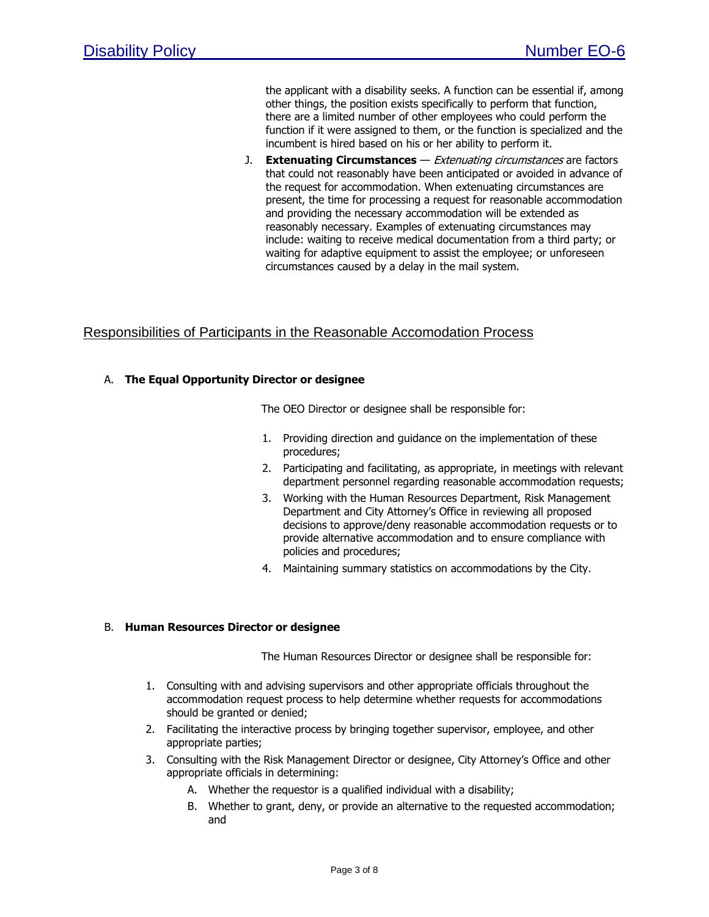the applicant with a disability seeks. A function can be essential if, among other things, the position exists specifically to perform that function, there are a limited number of other employees who could perform the function if it were assigned to them, or the function is specialized and the incumbent is hired based on his or her ability to perform it.

J. **Extenuating Circumstances** — *Extenuating circumstances* are factors that could not reasonably have been anticipated or avoided in advance of the request for accommodation. When extenuating circumstances are present, the time for processing a request for reasonable accommodation and providing the necessary accommodation will be extended as reasonably necessary. Examples of extenuating circumstances may include: waiting to receive medical documentation from a third party; or waiting for adaptive equipment to assist the employee; or unforeseen circumstances caused by a delay in the mail system.

## Responsibilities of Participants in the Reasonable Accomodation Process

A. **The Equal Opportunity Director or designee**

The OEO Director or designee shall be responsible for:

1. Providing direction and guidance on the implementation of these procedures;
2. Participating and facilitating, as appropriate, in meetings with relevant department personnel regarding reasonable accommodation requests;
3. Working with the Human Resources Department, Risk Management Department and City Attorney's Office in reviewing all proposed decisions to approve/deny reasonable accommodation requests or to provide alternative accommodation and to ensure compliance with policies and procedures;
4. Maintaining summary statistics on accommodations by the City.

B. **Human Resources Director or designee**

The Human Resources Director or designee shall be responsible for:

1. Consulting with and advising supervisors and other appropriate officials throughout the accommodation request process to help determine whether requests for accommodations should be granted or denied;
2. Facilitating the interactive process by bringing together supervisor, employee, and other appropriate parties;
3. Consulting with the Risk Management Director or designee, City Attorney's Office and other appropriate officials in determining:
   A. Whether the requestor is a qualified individual with a disability;
   B. Whether to grant, deny, or provide an alternative to the requested accommodation; and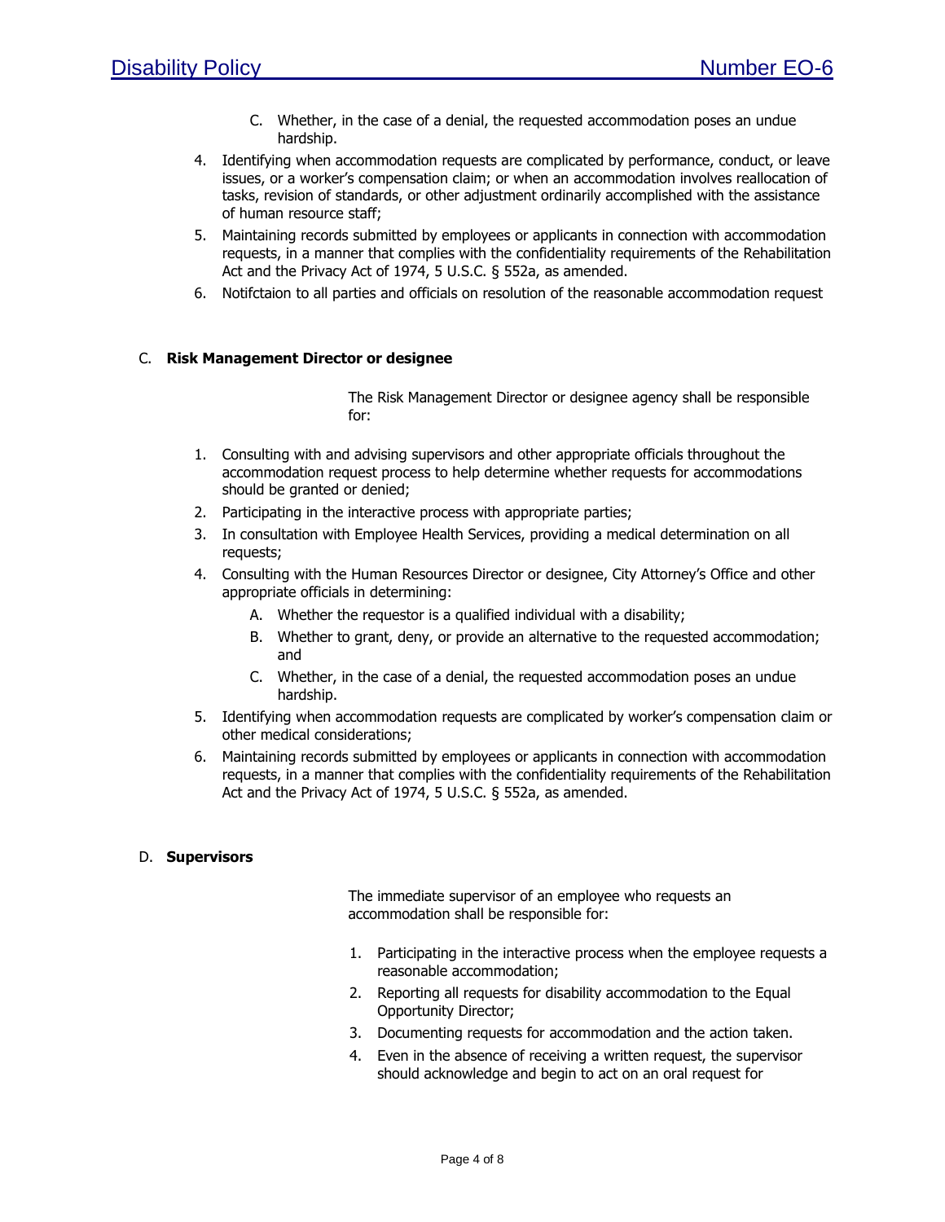C. Whether, in the case of a denial, the requested accommodation poses an undue hardship.

4. Identifying when accommodation requests are complicated by performance, conduct, or leave issues, or a worker's compensation claim; or when an accommodation involves reallocation of tasks, revision of standards, or other adjustment ordinarily accomplished with the assistance of human resource staff;
5. Maintaining records submitted by employees or applicants in connection with accommodation requests, in a manner that complies with the confidentiality requirements of the Rehabilitation Act and the Privacy Act of 1974, 5 U.S.C. § 552a, as amended.
6. Notifctaion to all parties and officials on resolution of the reasonable accommodation request

C. **Risk Management Director or designee**

The Risk Management Director or designee agency shall be responsible for:

1. Consulting with and advising supervisors and other appropriate officials throughout the accommodation request process to help determine whether requests for accommodations should be granted or denied;
2. Participating in the interactive process with appropriate parties;
3. In consultation with Employee Health Services, providing a medical determination on all requests;
4. Consulting with the Human Resources Director or designee, City Attorney's Office and other appropriate officials in determining:
   A. Whether the requestor is a qualified individual with a disability;
   B. Whether to grant, deny, or provide an alternative to the requested accommodation; and
   C. Whether, in the case of a denial, the requested accommodation poses an undue hardship.
5. Identifying when accommodation requests are complicated by worker's compensation claim or other medical considerations;
6. Maintaining records submitted by employees or applicants in connection with accommodation requests, in a manner that complies with the confidentiality requirements of the Rehabilitation Act and the Privacy Act of 1974, 5 U.S.C. § 552a, as amended.

D. **Supervisors**

The immediate supervisor of an employee who requests an accommodation shall be responsible for:

1. Participating in the interactive process when the employee requests a reasonable accommodation;
2. Reporting all requests for disability accommodation to the Equal Opportunity Director;
3. Documenting requests for accommodation and the action taken.
4. Even in the absence of receiving a written request, the supervisor should acknowledge and begin to act on an oral request for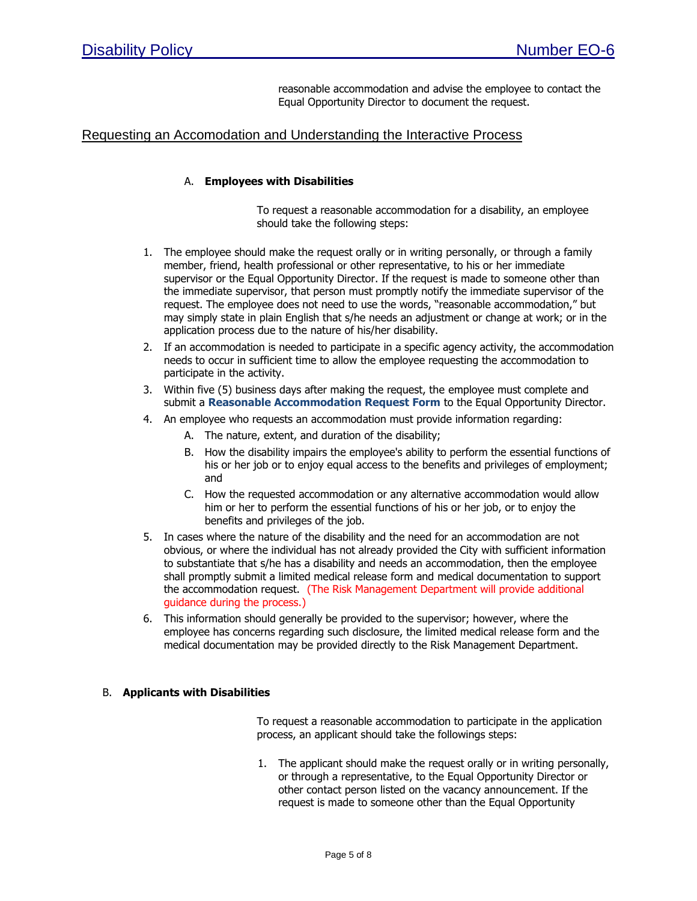reasonable accommodation and advise the employee to contact the Equal Opportunity Director to document the request.

## Requesting an Accomodation and Understanding the Interactive Process

### A. **Employees with Disabilities**

To request a reasonable accommodation for a disability, an employee should take the following steps:

1. The employee should make the request orally or in writing personally, or through a family member, friend, health professional or other representative, to his or her immediate supervisor or the Equal Opportunity Director. If the request is made to someone other than the immediate supervisor, that person must promptly notify the immediate supervisor of the request. The employee does not need to use the words, "reasonable accommodation," but may simply state in plain English that s/he needs an adjustment or change at work; or in the application process due to the nature of his/her disability.
2. If an accommodation is needed to participate in a specific agency activity, the accommodation needs to occur in sufficient time to allow the employee requesting the accommodation to participate in the activity.
3. Within five (5) business days after making the request, the employee must complete and submit a **Reasonable Accommodation Request Form** to the Equal Opportunity Director.
4. An employee who requests an accommodation must provide information regarding:
   - A. The nature, extent, and duration of the disability;
   - B. How the disability impairs the employee's ability to perform the essential functions of his or her job or to enjoy equal access to the benefits and privileges of employment; and
   - C. How the requested accommodation or any alternative accommodation would allow him or her to perform the essential functions of his or her job, or to enjoy the benefits and privileges of the job.
5. In cases where the nature of the disability and the need for an accommodation are not obvious, or where the individual has not already provided the City with sufficient information to substantiate that s/he has a disability and needs an accommodation, then the employee shall promptly submit a limited medical release form and medical documentation to support the accommodation request. (The Risk Management Department will provide additional guidance during the process.)
6. This information should generally be provided to the supervisor; however, where the employee has concerns regarding such disclosure, the limited medical release form and the medical documentation may be provided directly to the Risk Management Department.

### B. **Applicants with Disabilities**

To request a reasonable accommodation to participate in the application process, an applicant should take the followings steps:

1. The applicant should make the request orally or in writing personally, or through a representative, to the Equal Opportunity Director or other contact person listed on the vacancy announcement. If the request is made to someone other than the Equal Opportunity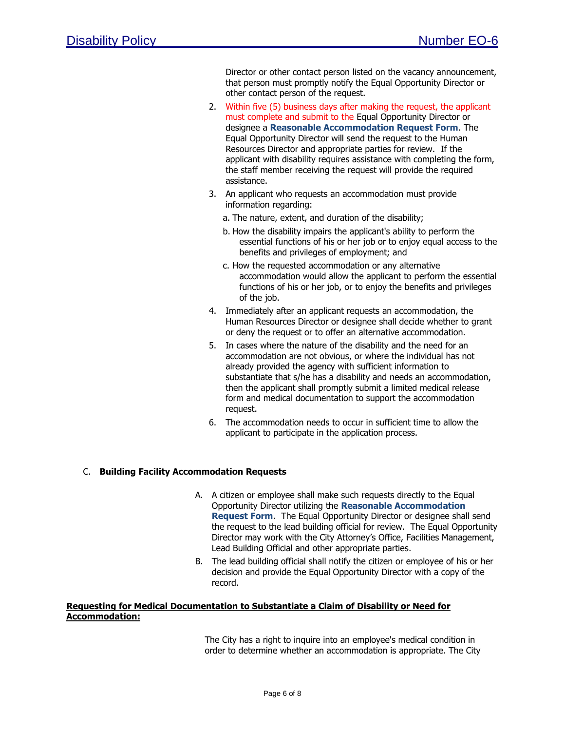Director or other contact person listed on the vacancy announcement, that person must promptly notify the Equal Opportunity Director or other contact person of the request.

2. Within five (5) business days after making the request, the applicant must complete and submit to the Equal Opportunity Director or designee a **Reasonable Accommodation Request Form**. The Equal Opportunity Director will send the request to the Human Resources Director and appropriate parties for review. If the applicant with disability requires assistance with completing the form, the staff member receiving the request will provide the required assistance.
3. An applicant who requests an accommodation must provide information regarding:
   a. The nature, extent, and duration of the disability;
   b. How the disability impairs the applicant's ability to perform the essential functions of his or her job or to enjoy equal access to the benefits and privileges of employment; and
   c. How the requested accommodation or any alternative accommodation would allow the applicant to perform the essential functions of his or her job, or to enjoy the benefits and privileges of the job.
4. Immediately after an applicant requests an accommodation, the Human Resources Director or designee shall decide whether to grant or deny the request or to offer an alternative accommodation.
5. In cases where the nature of the disability and the need for an accommodation are not obvious, or where the individual has not already provided the agency with sufficient information to substantiate that s/he has a disability and needs an accommodation, then the applicant shall promptly submit a limited medical release form and medical documentation to support the accommodation request.
6. The accommodation needs to occur in sufficient time to allow the applicant to participate in the application process.

C. **Building Facility Accommodation Requests**

A. A citizen or employee shall make such requests directly to the Equal Opportunity Director utilizing the **Reasonable Accommodation Request Form**. The Equal Opportunity Director or designee shall send the request to the lead building official for review. The Equal Opportunity Director may work with the City Attorney's Office, Facilities Management, Lead Building Official and other appropriate parties.

B. The lead building official shall notify the citizen or employee of his or her decision and provide the Equal Opportunity Director with a copy of the record.

**Requesting for Medical Documentation to Substantiate a Claim of Disability or Need for Accommodation:**

The City has a right to inquire into an employee's medical condition in order to determine whether an accommodation is appropriate. The City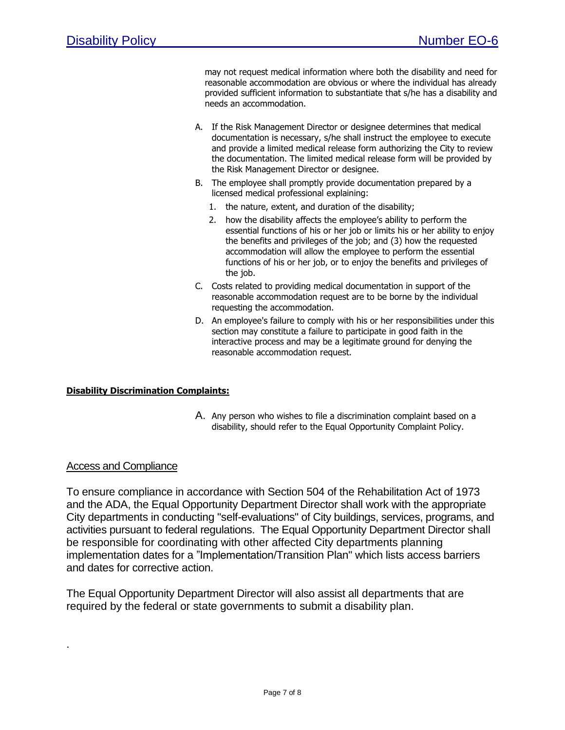may not request medical information where both the disability and need for reasonable accommodation are obvious or where the individual has already provided sufficient information to substantiate that s/he has a disability and needs an accommodation.

A. If the Risk Management Director or designee determines that medical documentation is necessary, s/he shall instruct the employee to execute and provide a limited medical release form authorizing the City to review the documentation. The limited medical release form will be provided by the Risk Management Director or designee.
B. The employee shall promptly provide documentation prepared by a licensed medical professional explaining:
   1. the nature, extent, and duration of the disability;
   2. how the disability affects the employee's ability to perform the essential functions of his or her job or limits his or her ability to enjoy the benefits and privileges of the job; and (3) how the requested accommodation will allow the employee to perform the essential functions of his or her job, or to enjoy the benefits and privileges of the job.
C. Costs related to providing medical documentation in support of the reasonable accommodation request are to be borne by the individual requesting the accommodation.
D. An employee's failure to comply with his or her responsibilities under this section may constitute a failure to participate in good faith in the interactive process and may be a legitimate ground for denying the reasonable accommodation request.

**Disability Discrimination Complaints:**

A. Any person who wishes to file a discrimination complaint based on a disability, should refer to the Equal Opportunity Complaint Policy.

## Access and Compliance

To ensure compliance in accordance with Section 504 of the Rehabilitation Act of 1973 and the ADA, the Equal Opportunity Department Director shall work with the appropriate City departments in conducting "self-evaluations" of City buildings, services, programs, and activities pursuant to federal regulations. The Equal Opportunity Department Director shall be responsible for coordinating with other affected City departments planning implementation dates for a "Implementation/Transition Plan" which lists access barriers and dates for corrective action.

The Equal Opportunity Department Director will also assist all departments that are required by the federal or state governments to submit a disability plan.

.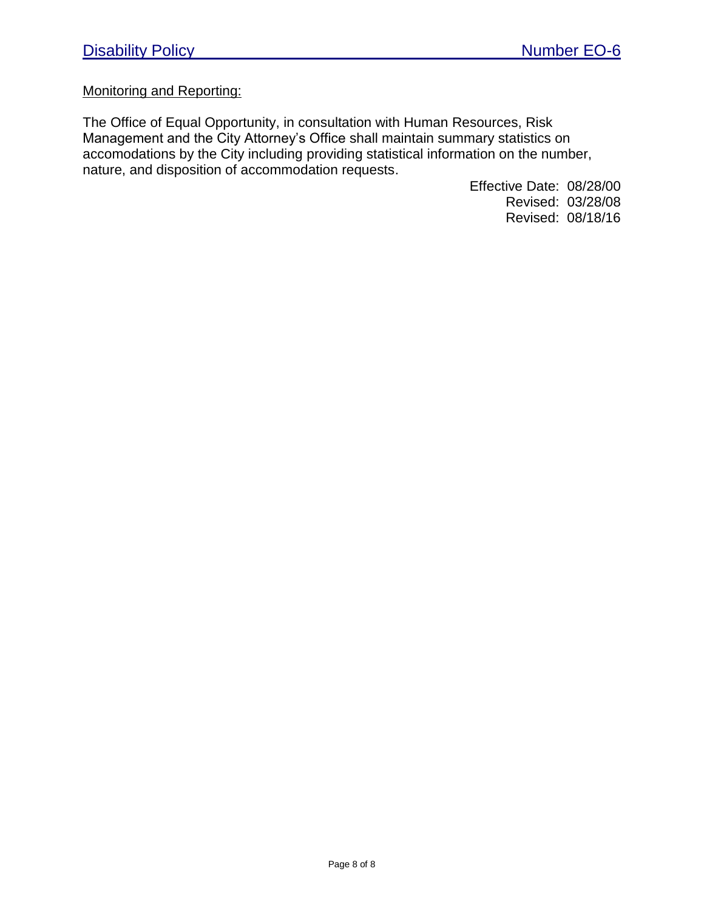Monitoring and Reporting:

The Office of Equal Opportunity, in consultation with Human Resources, Risk Management and the City Attorney's Office shall maintain summary statistics on accomodations by the City including providing statistical information on the number, nature, and disposition of accommodation requests.

Effective Date: 08/28/00
Revised: 03/28/08
Revised: 08/18/16